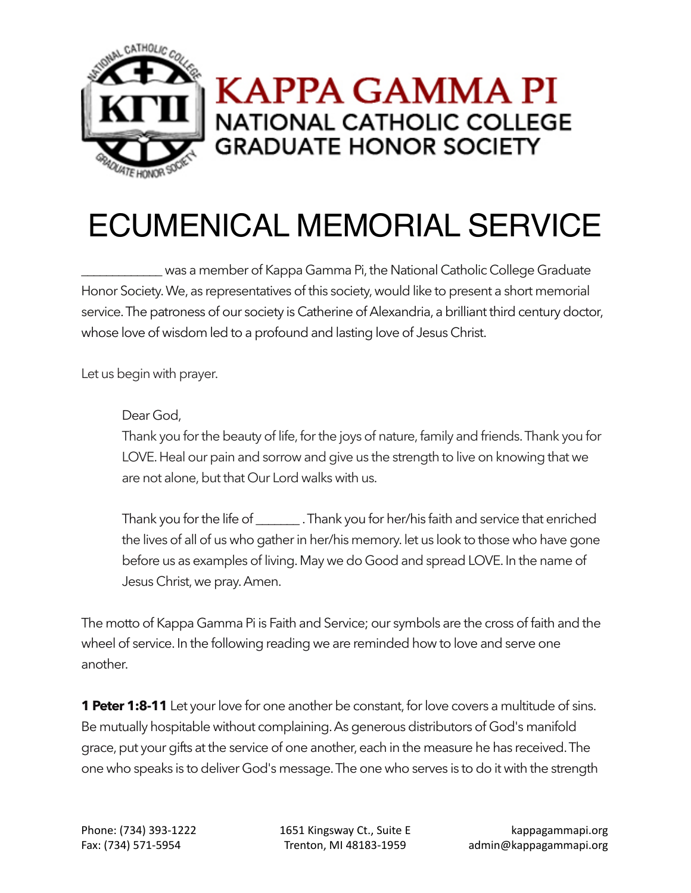# KAPPA GAMMA PI

## NATIONAL CATHOLIC COLLEGE GRADUATE HONOR SOCIETY

# ECUMENICAL MEMORIAL SERVICE

____________ was a member of Kappa Gamma Pi, the National Catholic College Graduate Honor Society. We, as representatives of this society, would like to present a short memorial service. The patroness of our society is Catherine of Alexandria, a brilliant third century doctor, whose love of wisdom led to a profound and lasting love of Jesus Christ.

Let us begin with prayer.

> Dear God,
> Thank you for the beauty of life, for the joys of nature, family and friends. Thank you for LOVE. Heal our pain and sorrow and give us the strength to live on knowing that we are not alone, but that Our Lord walks with us.
>
> Thank you for the life of ______ . Thank you for her/his faith and service that enriched the lives of all of us who gather in her/his memory. let us look to those who have gone before us as examples of living. May we do Good and spread LOVE. In the name of Jesus Christ, we pray. Amen.

The motto of Kappa Gamma Pi is Faith and Service; our symbols are the cross of faith and the wheel of service. In the following reading we are reminded how to love and serve one another.

**1 Peter 1:8-11** Let your love for one another be constant, for love covers a multitude of sins. Be mutually hospitable without complaining. As generous distributors of God's manifold grace, put your gifts at the service of one another, each in the measure he has received. The one who speaks is to deliver God's message. The one who serves is to do it with the strength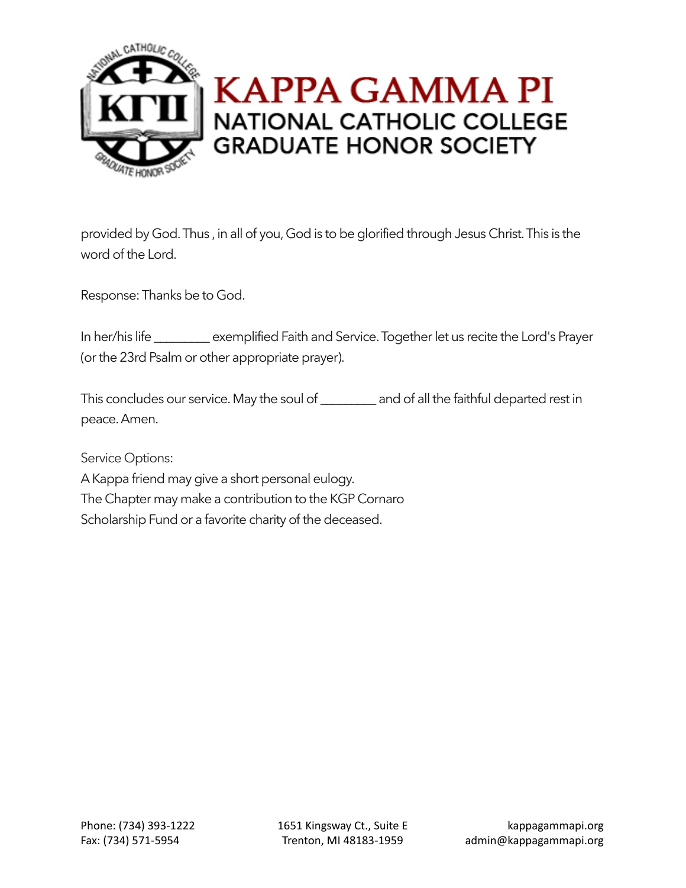provided by God. Thus , in all of you, God is to be glorified through Jesus Christ. This is the word of the Lord.

Response: Thanks be to God.

In her/his life ________ exemplified Faith and Service. Together let us recite the Lord's Prayer (or the 23rd Psalm or other appropriate prayer).

This concludes our service. May the soul of ________ and of all the faithful departed rest in peace. Amen.

Service Options:
A Kappa friend may give a short personal eulogy.
The Chapter may make a contribution to the KGP Cornaro Scholarship Fund or a favorite charity of the deceased.